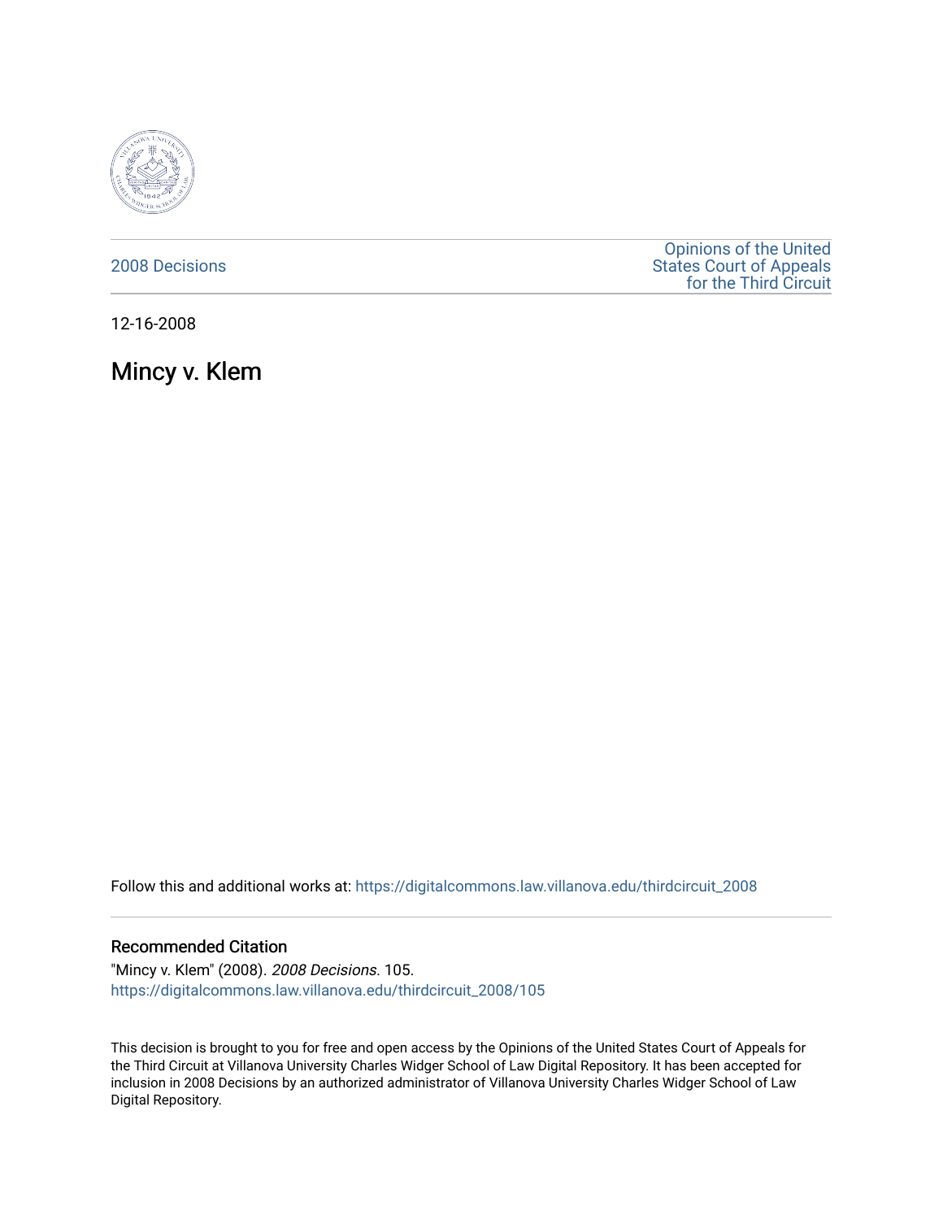2008 Decisions

Opinions of the United States Court of Appeals for the Third Circuit

12-16-2008

# Mincy v. Klem

Follow this and additional works at: https://digitalcommons.law.villanova.edu/thirdcircuit_2008

### Recommended Citation

"Mincy v. Klem" (2008). *2008 Decisions*. 105.
https://digitalcommons.law.villanova.edu/thirdcircuit_2008/105

This decision is brought to you for free and open access by the Opinions of the United States Court of Appeals for the Third Circuit at Villanova University Charles Widger School of Law Digital Repository. It has been accepted for inclusion in 2008 Decisions by an authorized administrator of Villanova University Charles Widger School of Law Digital Repository.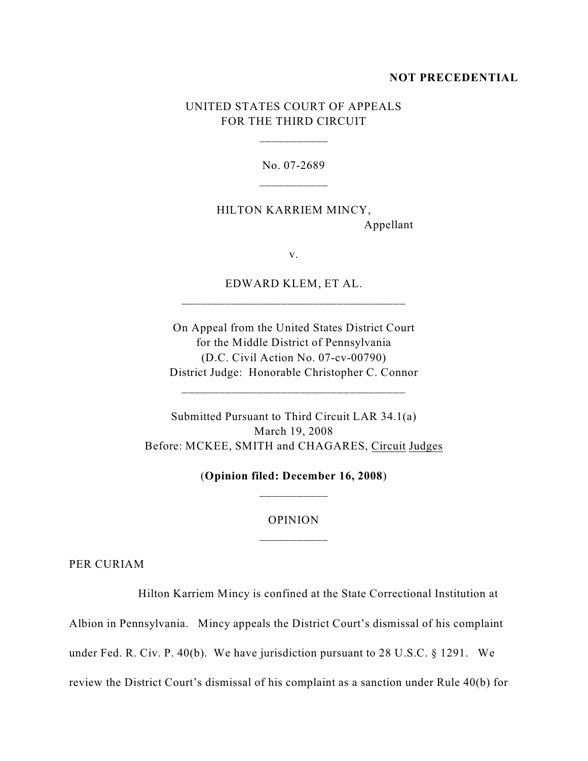**NOT PRECEDENTIAL**

UNITED STATES COURT OF APPEALS
FOR THE THIRD CIRCUIT

\_\_\_\_\_\_\_\_\_\_\_

No. 07-2689

\_\_\_\_\_\_\_\_\_\_\_

HILTON KARRIEM MINCY,
Appellant

v.

EDWARD KLEM, ET AL.

\_\_\_\_\_\_\_\_\_\_\_\_\_\_\_\_\_\_\_\_\_\_\_\_\_\_\_\_\_\_\_\_\_\_\_\_

On Appeal from the United States District Court
for the Middle District of Pennsylvania
(D.C. Civil Action No. 07-cv-00790)
District Judge: Honorable Christopher C. Connor

\_\_\_\_\_\_\_\_\_\_\_\_\_\_\_\_\_\_\_\_\_\_\_\_\_\_\_\_\_\_\_\_\_\_\_\_

Submitted Pursuant to Third Circuit LAR 34.1(a)
March 19, 2008
Before: MCKEE, SMITH and CHAGARES, Circuit Judges

(**Opinion filed: December 16, 2008**)

\_\_\_\_\_\_\_\_\_\_\_

OPINION

\_\_\_\_\_\_\_\_\_\_\_

PER CURIAM

Hilton Karriem Mincy is confined at the State Correctional Institution at Albion in Pennsylvania. Mincy appeals the District Court's dismissal of his complaint under Fed. R. Civ. P. 40(b). We have jurisdiction pursuant to 28 U.S.C. § 1291. We review the District Court's dismissal of his complaint as a sanction under Rule 40(b) for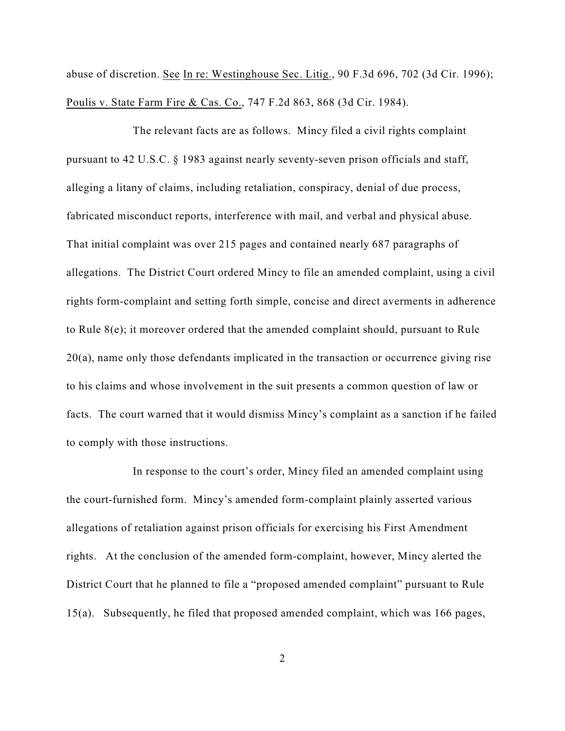abuse of discretion. See In re: Westinghouse Sec. Litig., 90 F.3d 696, 702 (3d Cir. 1996); Poulis v. State Farm Fire & Cas. Co., 747 F.2d 863, 868 (3d Cir. 1984).

The relevant facts are as follows. Mincy filed a civil rights complaint pursuant to 42 U.S.C. § 1983 against nearly seventy-seven prison officials and staff, alleging a litany of claims, including retaliation, conspiracy, denial of due process, fabricated misconduct reports, interference with mail, and verbal and physical abuse. That initial complaint was over 215 pages and contained nearly 687 paragraphs of allegations. The District Court ordered Mincy to file an amended complaint, using a civil rights form-complaint and setting forth simple, concise and direct averments in adherence to Rule 8(e); it moreover ordered that the amended complaint should, pursuant to Rule 20(a), name only those defendants implicated in the transaction or occurrence giving rise to his claims and whose involvement in the suit presents a common question of law or facts. The court warned that it would dismiss Mincy's complaint as a sanction if he failed to comply with those instructions.

In response to the court's order, Mincy filed an amended complaint using the court-furnished form. Mincy's amended form-complaint plainly asserted various allegations of retaliation against prison officials for exercising his First Amendment rights. At the conclusion of the amended form-complaint, however, Mincy alerted the District Court that he planned to file a "proposed amended complaint" pursuant to Rule 15(a). Subsequently, he filed that proposed amended complaint, which was 166 pages,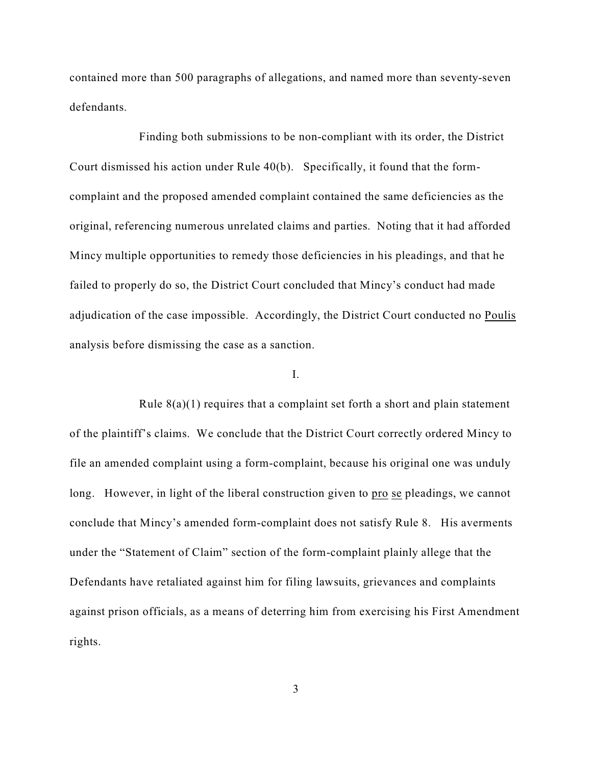contained more than 500 paragraphs of allegations, and named more than seventy-seven defendants.

Finding both submissions to be non-compliant with its order, the District Court dismissed his action under Rule 40(b). Specifically, it found that the form-complaint and the proposed amended complaint contained the same deficiencies as the original, referencing numerous unrelated claims and parties. Noting that it had afforded Mincy multiple opportunities to remedy those deficiencies in his pleadings, and that he failed to properly do so, the District Court concluded that Mincy's conduct had made adjudication of the case impossible. Accordingly, the District Court conducted no Poulis analysis before dismissing the case as a sanction.

I.

Rule 8(a)(1) requires that a complaint set forth a short and plain statement of the plaintiff's claims. We conclude that the District Court correctly ordered Mincy to file an amended complaint using a form-complaint, because his original one was unduly long. However, in light of the liberal construction given to pro se pleadings, we cannot conclude that Mincy's amended form-complaint does not satisfy Rule 8. His averments under the "Statement of Claim" section of the form-complaint plainly allege that the Defendants have retaliated against him for filing lawsuits, grievances and complaints against prison officials, as a means of deterring him from exercising his First Amendment rights.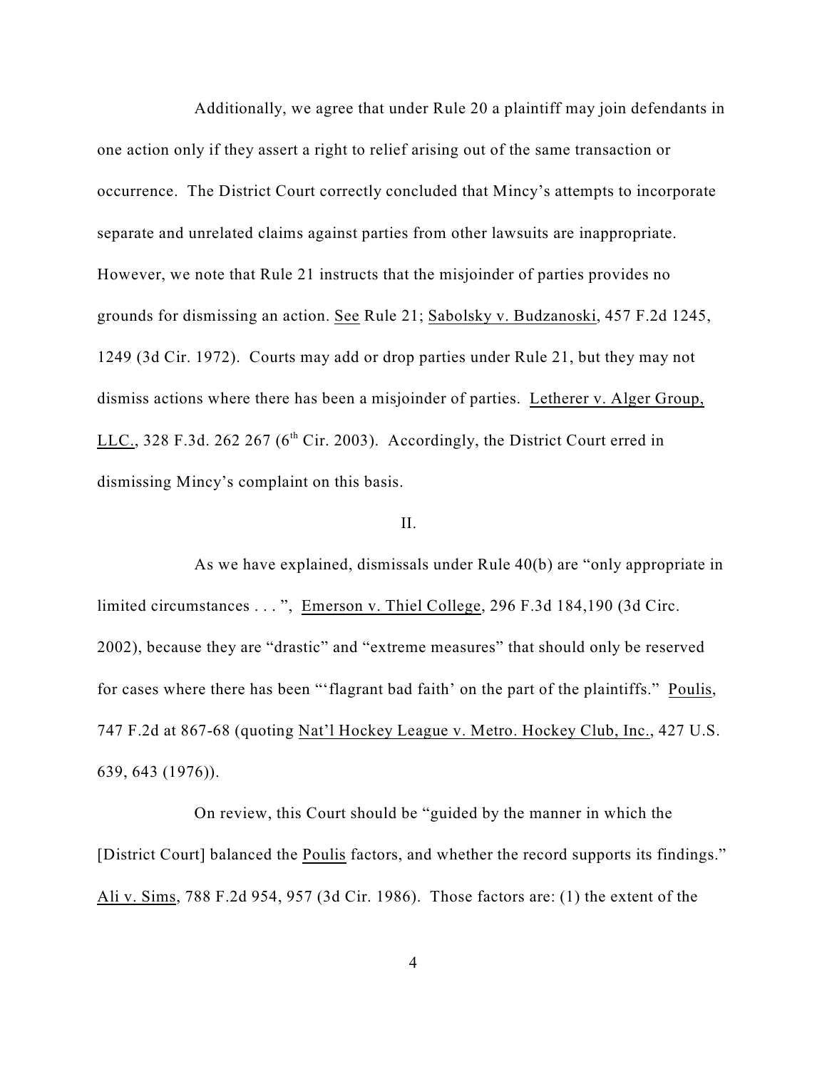Additionally, we agree that under Rule 20 a plaintiff may join defendants in one action only if they assert a right to relief arising out of the same transaction or occurrence. The District Court correctly concluded that Mincy's attempts to incorporate separate and unrelated claims against parties from other lawsuits are inappropriate. However, we note that Rule 21 instructs that the misjoinder of parties provides no grounds for dismissing an action. See Rule 21; Sabolsky v. Budzanoski, 457 F.2d 1245, 1249 (3d Cir. 1972). Courts may add or drop parties under Rule 21, but they may not dismiss actions where there has been a misjoinder of parties. Letherer v. Alger Group, LLC., 328 F.3d. 262 267 (6th Cir. 2003). Accordingly, the District Court erred in dismissing Mincy's complaint on this basis.

II.

As we have explained, dismissals under Rule 40(b) are "only appropriate in limited circumstances . . . ", Emerson v. Thiel College, 296 F.3d 184,190 (3d Circ. 2002), because they are "drastic" and "extreme measures" that should only be reserved for cases where there has been "'flagrant bad faith' on the part of the plaintiffs." Poulis, 747 F.2d at 867-68 (quoting Nat'l Hockey League v. Metro. Hockey Club, Inc., 427 U.S. 639, 643 (1976)).

On review, this Court should be "guided by the manner in which the [District Court] balanced the Poulis factors, and whether the record supports its findings." Ali v. Sims, 788 F.2d 954, 957 (3d Cir. 1986). Those factors are: (1) the extent of the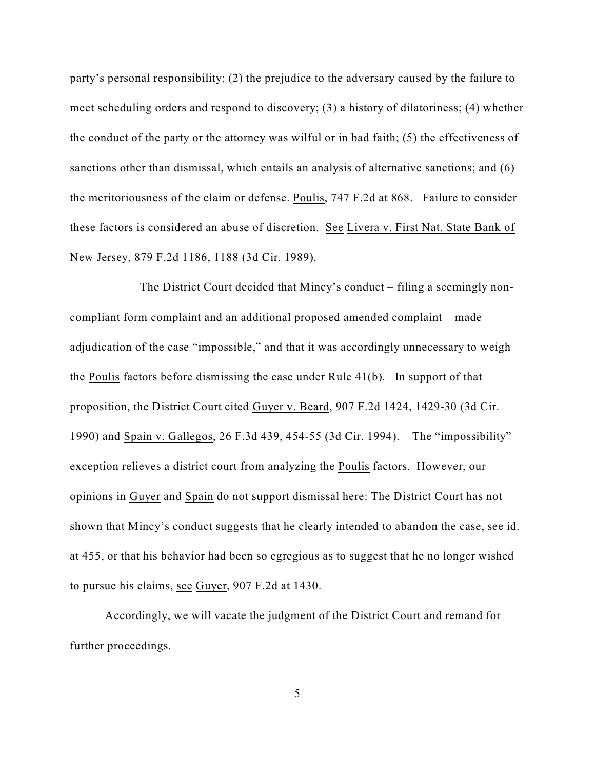party's personal responsibility; (2) the prejudice to the adversary caused by the failure to meet scheduling orders and respond to discovery; (3) a history of dilatoriness; (4) whether the conduct of the party or the attorney was wilful or in bad faith; (5) the effectiveness of sanctions other than dismissal, which entails an analysis of alternative sanctions; and (6) the meritoriousness of the claim or defense. Poulis, 747 F.2d at 868. Failure to consider these factors is considered an abuse of discretion. See Livera v. First Nat. State Bank of New Jersey, 879 F.2d 1186, 1188 (3d Cir. 1989).

The District Court decided that Mincy's conduct – filing a seemingly non-compliant form complaint and an additional proposed amended complaint – made adjudication of the case "impossible," and that it was accordingly unnecessary to weigh the Poulis factors before dismissing the case under Rule 41(b). In support of that proposition, the District Court cited Guyer v. Beard, 907 F.2d 1424, 1429-30 (3d Cir. 1990) and Spain v. Gallegos, 26 F.3d 439, 454-55 (3d Cir. 1994). The "impossibility" exception relieves a district court from analyzing the Poulis factors. However, our opinions in Guyer and Spain do not support dismissal here: The District Court has not shown that Mincy's conduct suggests that he clearly intended to abandon the case, see id. at 455, or that his behavior had been so egregious as to suggest that he no longer wished to pursue his claims, see Guyer, 907 F.2d at 1430.

Accordingly, we will vacate the judgment of the District Court and remand for further proceedings.